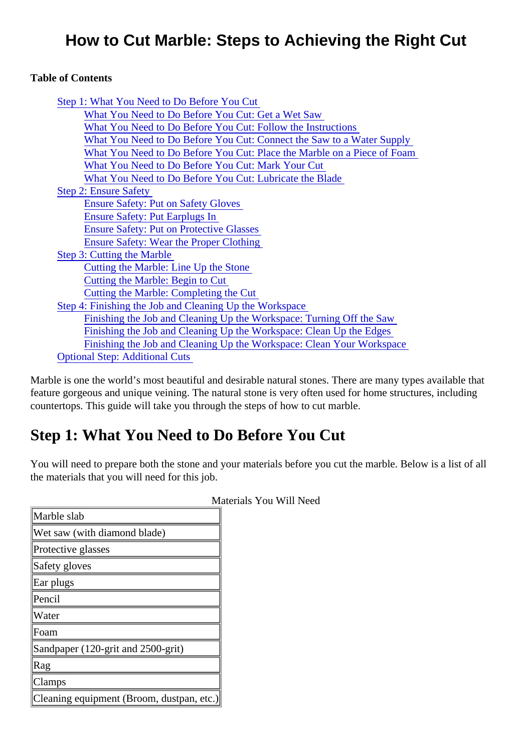# How to Cut Marble: Steps to Achieving the Right Cut

**Table of Contents**

- Step 1: What You Need to Do Before You Cut
  - What You Need to Do Before You Cut: Get a Wet Saw
  - What You Need to Do Before You Cut: Follow the Instructions
  - What You Need to Do Before You Cut: Connect the Saw to a Water Supply
  - What You Need to Do Before You Cut: Place the Marble on a Piece of Foam
  - What You Need to Do Before You Cut: Mark Your Cut
  - What You Need to Do Before You Cut: Lubricate the Blade
- Step 2: Ensure Safety
  - Ensure Safety: Put on Safety Gloves
  - Ensure Safety: Put Earplugs In
  - Ensure Safety: Put on Protective Glasses
  - Ensure Safety: Wear the Proper Clothing
- Step 3: Cutting the Marble
  - Cutting the Marble: Line Up the Stone
  - Cutting the Marble: Begin to Cut
  - Cutting the Marble: Completing the Cut
- Step 4: Finishing the Job and Cleaning Up the Workspace
  - Finishing the Job and Cleaning Up the Workspace: Turning Off the Saw
  - Finishing the Job and Cleaning Up the Workspace: Clean Up the Edges
  - Finishing the Job and Cleaning Up the Workspace: Clean Your Workspace
- Optional Step: Additional Cuts

Marble is one the world's most beautiful and desirable natural stones. There are many types available that feature gorgeous and unique veining. The natural stone is very often used for home structures, including countertops. This guide will take you through the steps of how to cut marble.

## Step 1: What You Need to Do Before You Cut

You will need to prepare both the stone and your materials before you cut the marble. Below is a list of all the materials that you will need for this job.

Materials You Will Need

| Materials You Will Need |
|---|
| Marble slab |
| Wet saw (with diamond blade) |
| Protective glasses |
| Safety gloves |
| Ear plugs |
| Pencil |
| Water |
| Foam |
| Sandpaper (120-grit and 2500-grit) |
| Rag |
| Clamps |
| Cleaning equipment (Broom, dustpan, etc.) |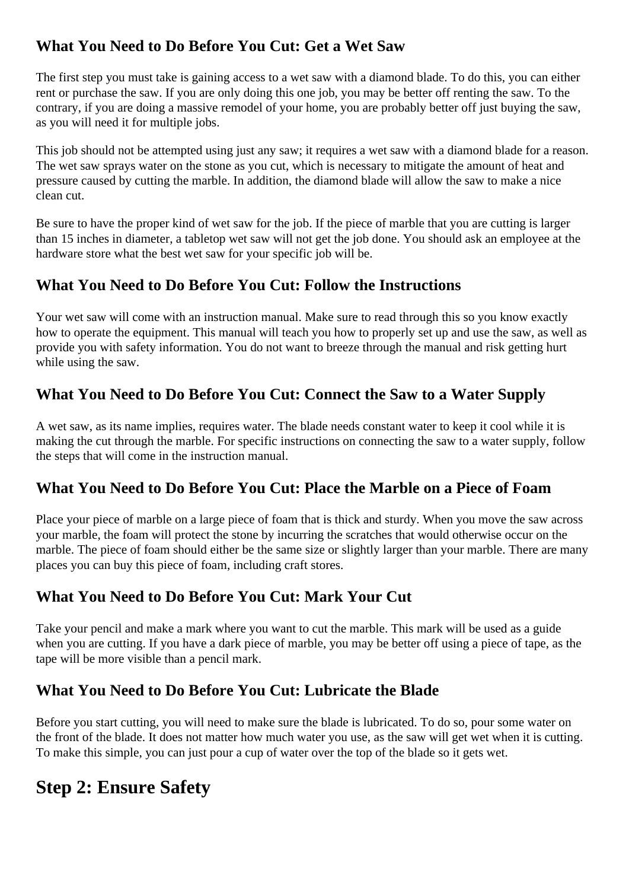### What You Need to Do Before You Cut: Get a Wet Saw

The first step you must take is gaining access to a wet saw with a diamond blade. To do this, you can either rent or purchase the saw. If you are only doing this one job, you may be better off renting the saw. To the contrary, if you are doing a massive remodel of your home, you are probably better off just buying the saw, as you will need it for multiple jobs.

This job should not be attempted using just any saw; it requires a wet saw with a diamond blade for a reason. The wet saw sprays water on the stone as you cut, which is necessary to mitigate the amount of heat and pressure caused by cutting the marble. In addition, the diamond blade will allow the saw to make a nice clean cut.

Be sure to have the proper kind of wet saw for the job. If the piece of marble that you are cutting is larger than 15 inches in diameter, a tabletop wet saw will not get the job done. You should ask an employee at the hardware store what the best wet saw for your specific job will be.

### What You Need to Do Before You Cut: Follow the Instructions

Your wet saw will come with an instruction manual. Make sure to read through this so you know exactly how to operate the equipment. This manual will teach you how to properly set up and use the saw, as well as provide you with safety information. You do not want to breeze through the manual and risk getting hurt while using the saw.

### What You Need to Do Before You Cut: Connect the Saw to a Water Supply

A wet saw, as its name implies, requires water. The blade needs constant water to keep it cool while it is making the cut through the marble. For specific instructions on connecting the saw to a water supply, follow the steps that will come in the instruction manual.

### What You Need to Do Before You Cut: Place the Marble on a Piece of Foam

Place your piece of marble on a large piece of foam that is thick and sturdy. When you move the saw across your marble, the foam will protect the stone by incurring the scratches that would otherwise occur on the marble. The piece of foam should either be the same size or slightly larger than your marble. There are many places you can buy this piece of foam, including craft stores.

### What You Need to Do Before You Cut: Mark Your Cut

Take your pencil and make a mark where you want to cut the marble. This mark will be used as a guide when you are cutting. If you have a dark piece of marble, you may be better off using a piece of tape, as the tape will be more visible than a pencil mark.

### What You Need to Do Before You Cut: Lubricate the Blade

Before you start cutting, you will need to make sure the blade is lubricated. To do so, pour some water on the front of the blade. It does not matter how much water you use, as the saw will get wet when it is cutting. To make this simple, you can just pour a cup of water over the top of the blade so it gets wet.

## Step 2: Ensure Safety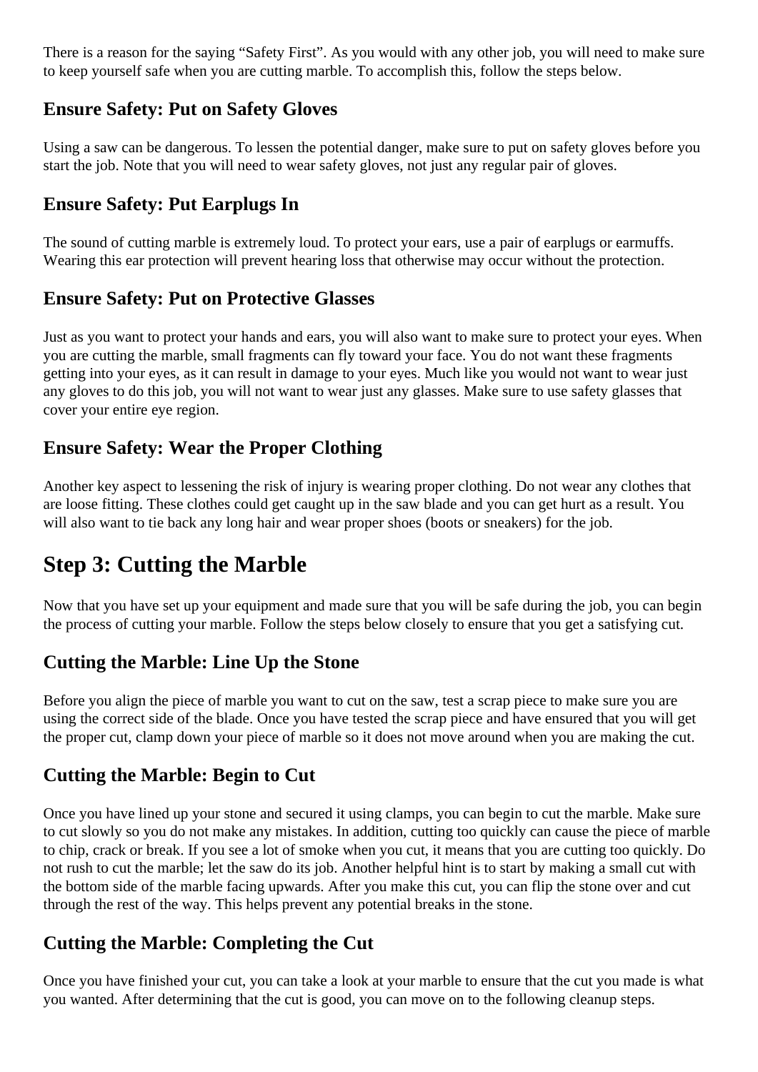There is a reason for the saying "Safety First". As you would with any other job, you will need to make sure to keep yourself safe when you are cutting marble. To accomplish this, follow the steps below.

### Ensure Safety: Put on Safety Gloves

Using a saw can be dangerous. To lessen the potential danger, make sure to put on safety gloves before you start the job. Note that you will need to wear safety gloves, not just any regular pair of gloves.

### Ensure Safety: Put Earplugs In

The sound of cutting marble is extremely loud. To protect your ears, use a pair of earplugs or earmuffs. Wearing this ear protection will prevent hearing loss that otherwise may occur without the protection.

### Ensure Safety: Put on Protective Glasses

Just as you want to protect your hands and ears, you will also want to make sure to protect your eyes. When you are cutting the marble, small fragments can fly toward your face. You do not want these fragments getting into your eyes, as it can result in damage to your eyes. Much like you would not want to wear just any gloves to do this job, you will not want to wear just any glasses. Make sure to use safety glasses that cover your entire eye region.

### Ensure Safety: Wear the Proper Clothing

Another key aspect to lessening the risk of injury is wearing proper clothing. Do not wear any clothes that are loose fitting. These clothes could get caught up in the saw blade and you can get hurt as a result. You will also want to tie back any long hair and wear proper shoes (boots or sneakers) for the job.

## Step 3: Cutting the Marble

Now that you have set up your equipment and made sure that you will be safe during the job, you can begin the process of cutting your marble. Follow the steps below closely to ensure that you get a satisfying cut.

### Cutting the Marble: Line Up the Stone

Before you align the piece of marble you want to cut on the saw, test a scrap piece to make sure you are using the correct side of the blade. Once you have tested the scrap piece and have ensured that you will get the proper cut, clamp down your piece of marble so it does not move around when you are making the cut.

### Cutting the Marble: Begin to Cut

Once you have lined up your stone and secured it using clamps, you can begin to cut the marble. Make sure to cut slowly so you do not make any mistakes. In addition, cutting too quickly can cause the piece of marble to chip, crack or break. If you see a lot of smoke when you cut, it means that you are cutting too quickly. Do not rush to cut the marble; let the saw do its job. Another helpful hint is to start by making a small cut with the bottom side of the marble facing upwards. After you make this cut, you can flip the stone over and cut through the rest of the way. This helps prevent any potential breaks in the stone.

### Cutting the Marble: Completing the Cut

Once you have finished your cut, you can take a look at your marble to ensure that the cut you made is what you wanted. After determining that the cut is good, you can move on to the following cleanup steps.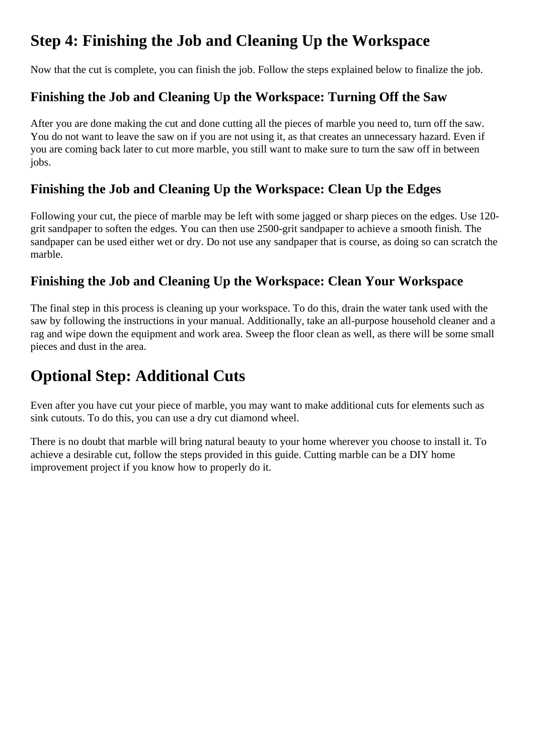## Step 4: Finishing the Job and Cleaning Up the Workspace

Now that the cut is complete, you can finish the job. Follow the steps explained below to finalize the job.

### Finishing the Job and Cleaning Up the Workspace: Turning Off the Saw

After you are done making the cut and done cutting all the pieces of marble you need to, turn off the saw. You do not want to leave the saw on if you are not using it, as that creates an unnecessary hazard. Even if you are coming back later to cut more marble, you still want to make sure to turn the saw off in between jobs.

### Finishing the Job and Cleaning Up the Workspace: Clean Up the Edges

Following your cut, the piece of marble may be left with some jagged or sharp pieces on the edges. Use 120-grit sandpaper to soften the edges. You can then use 2500-grit sandpaper to achieve a smooth finish. The sandpaper can be used either wet or dry. Do not use any sandpaper that is course, as doing so can scratch the marble.

### Finishing the Job and Cleaning Up the Workspace: Clean Your Workspace

The final step in this process is cleaning up your workspace. To do this, drain the water tank used with the saw by following the instructions in your manual. Additionally, take an all-purpose household cleaner and a rag and wipe down the equipment and work area. Sweep the floor clean as well, as there will be some small pieces and dust in the area.

## Optional Step: Additional Cuts

Even after you have cut your piece of marble, you may want to make additional cuts for elements such as sink cutouts. To do this, you can use a dry cut diamond wheel.

There is no doubt that marble will bring natural beauty to your home wherever you choose to install it. To achieve a desirable cut, follow the steps provided in this guide. Cutting marble can be a DIY home improvement project if you know how to properly do it.